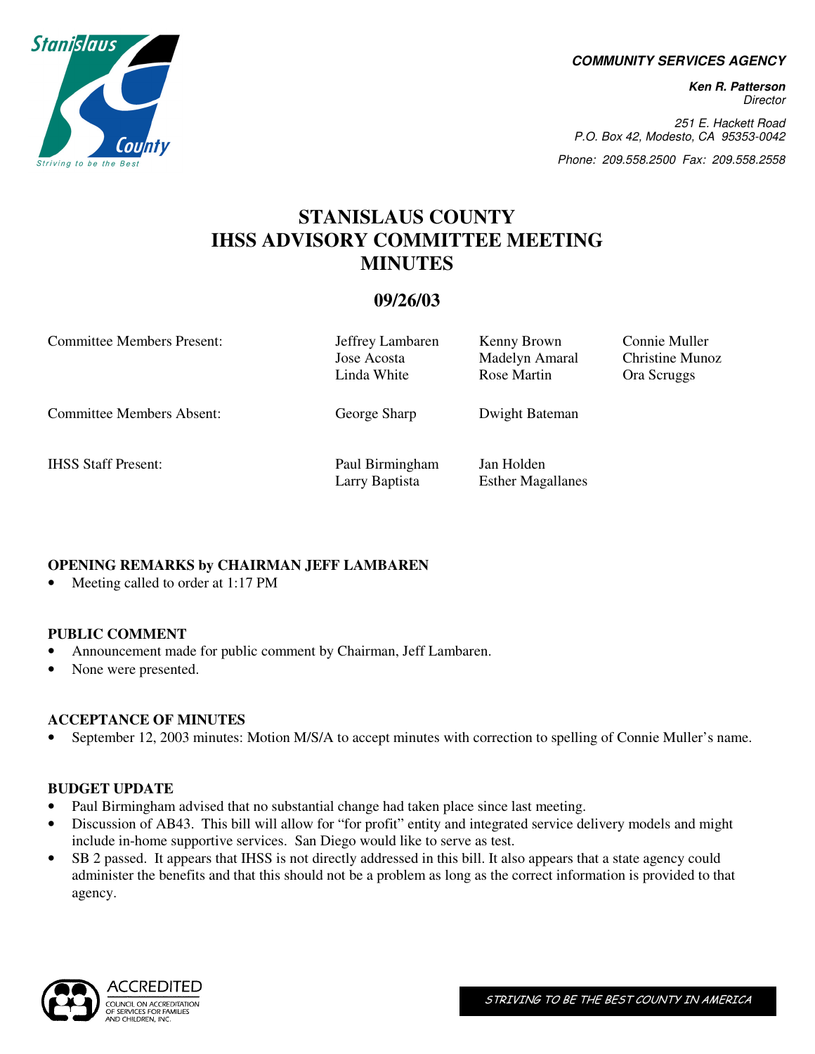**COMMUNITY SERVICES AGENCY**

**Ken R. Patterson**
*Director*

*251 E. Hackett Road*
*P.O. Box 42, Modesto, CA 95353-0042*

*Phone: 209.558.2500 Fax: 209.558.2558*

# STANISLAUS COUNTY IHSS ADVISORY COMMITTEE MEETING MINUTES

## 09/26/03

| | | | |
|---|---|---|---|
| Committee Members Present: | Jeffrey Lambaren<br>Jose Acosta<br>Linda White | Kenny Brown<br>Madelyn Amaral<br>Rose Martin | Connie Muller<br>Christine Munoz<br>Ora Scruggs |
| Committee Members Absent: | George Sharp | Dwight Bateman | |
| IHSS Staff Present: | Paul Birmingham<br>Larry Baptista | Jan Holden<br>Esther Magallanes | |

### OPENING REMARKS by CHAIRMAN JEFF LAMBAREN

- Meeting called to order at 1:17 PM

### PUBLIC COMMENT

- Announcement made for public comment by Chairman, Jeff Lambaren.
- None were presented.

### ACCEPTANCE OF MINUTES

- September 12, 2003 minutes: Motion M/S/A to accept minutes with correction to spelling of Connie Muller's name.

### BUDGET UPDATE

- Paul Birmingham advised that no substantial change had taken place since last meeting.
- Discussion of AB43. This bill will allow for "for profit" entity and integrated service delivery models and might include in-home supportive services. San Diego would like to serve as test.
- SB 2 passed. It appears that IHSS is not directly addressed in this bill. It also appears that a state agency could administer the benefits and that this should not be a problem as long as the correct information is provided to that agency.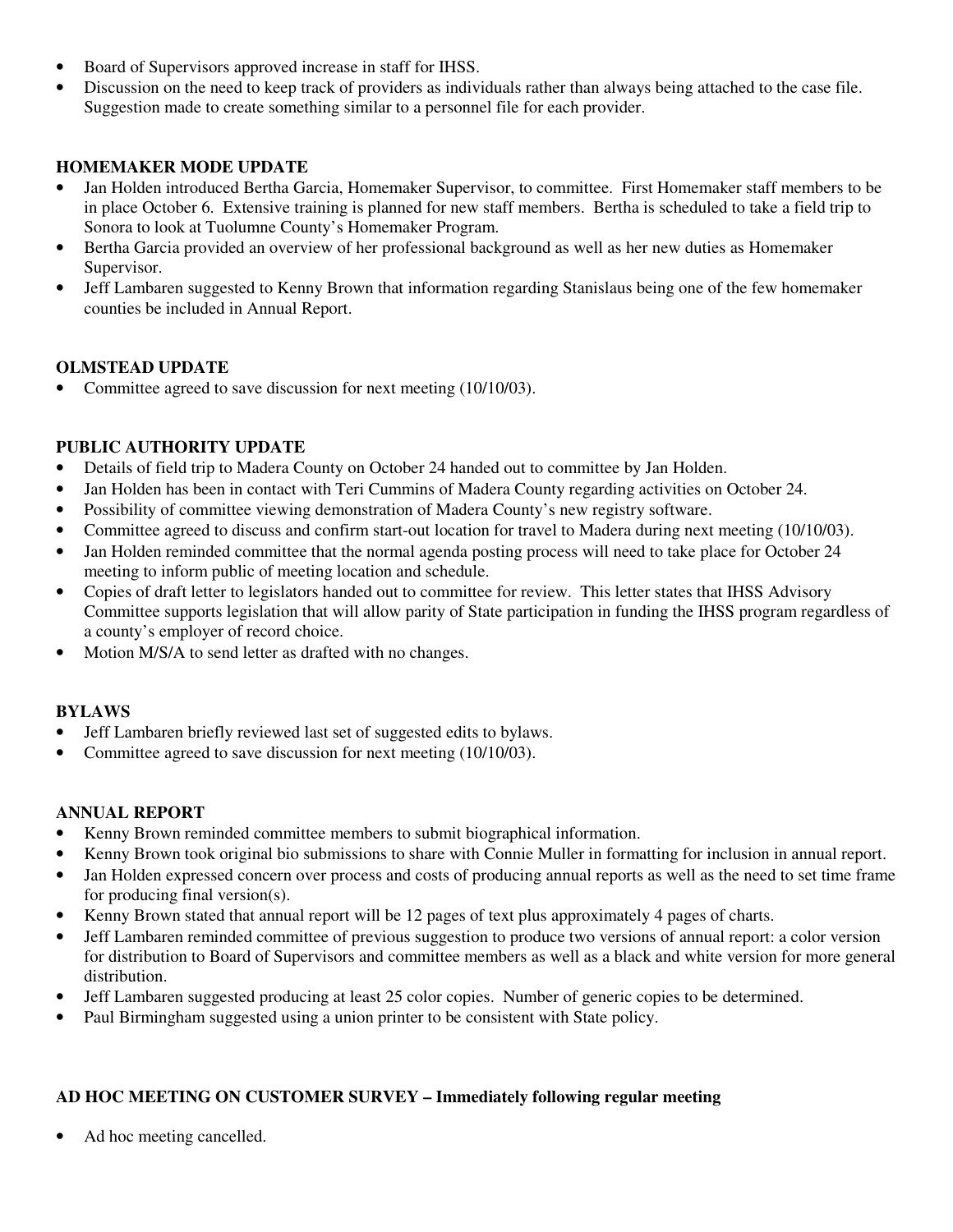- Board of Supervisors approved increase in staff for IHSS.
- Discussion on the need to keep track of providers as individuals rather than always being attached to the case file. Suggestion made to create something similar to a personnel file for each provider.

**HOMEMAKER MODE UPDATE**

- Jan Holden introduced Bertha Garcia, Homemaker Supervisor, to committee. First Homemaker staff members to be in place October 6. Extensive training is planned for new staff members. Bertha is scheduled to take a field trip to Sonora to look at Tuolumne County's Homemaker Program.
- Bertha Garcia provided an overview of her professional background as well as her new duties as Homemaker Supervisor.
- Jeff Lambaren suggested to Kenny Brown that information regarding Stanislaus being one of the few homemaker counties be included in Annual Report.

**OLMSTEAD UPDATE**

- Committee agreed to save discussion for next meeting (10/10/03).

**PUBLIC AUTHORITY UPDATE**

- Details of field trip to Madera County on October 24 handed out to committee by Jan Holden.
- Jan Holden has been in contact with Teri Cummins of Madera County regarding activities on October 24.
- Possibility of committee viewing demonstration of Madera County's new registry software.
- Committee agreed to discuss and confirm start-out location for travel to Madera during next meeting (10/10/03).
- Jan Holden reminded committee that the normal agenda posting process will need to take place for October 24 meeting to inform public of meeting location and schedule.
- Copies of draft letter to legislators handed out to committee for review. This letter states that IHSS Advisory Committee supports legislation that will allow parity of State participation in funding the IHSS program regardless of a county's employer of record choice.
- Motion M/S/A to send letter as drafted with no changes.

**BYLAWS**

- Jeff Lambaren briefly reviewed last set of suggested edits to bylaws.
- Committee agreed to save discussion for next meeting (10/10/03).

**ANNUAL REPORT**

- Kenny Brown reminded committee members to submit biographical information.
- Kenny Brown took original bio submissions to share with Connie Muller in formatting for inclusion in annual report.
- Jan Holden expressed concern over process and costs of producing annual reports as well as the need to set time frame for producing final version(s).
- Kenny Brown stated that annual report will be 12 pages of text plus approximately 4 pages of charts.
- Jeff Lambaren reminded committee of previous suggestion to produce two versions of annual report: a color version for distribution to Board of Supervisors and committee members as well as a black and white version for more general distribution.
- Jeff Lambaren suggested producing at least 25 color copies. Number of generic copies to be determined.
- Paul Birmingham suggested using a union printer to be consistent with State policy.

**AD HOC MEETING ON CUSTOMER SURVEY – Immediately following regular meeting**

- Ad hoc meeting cancelled.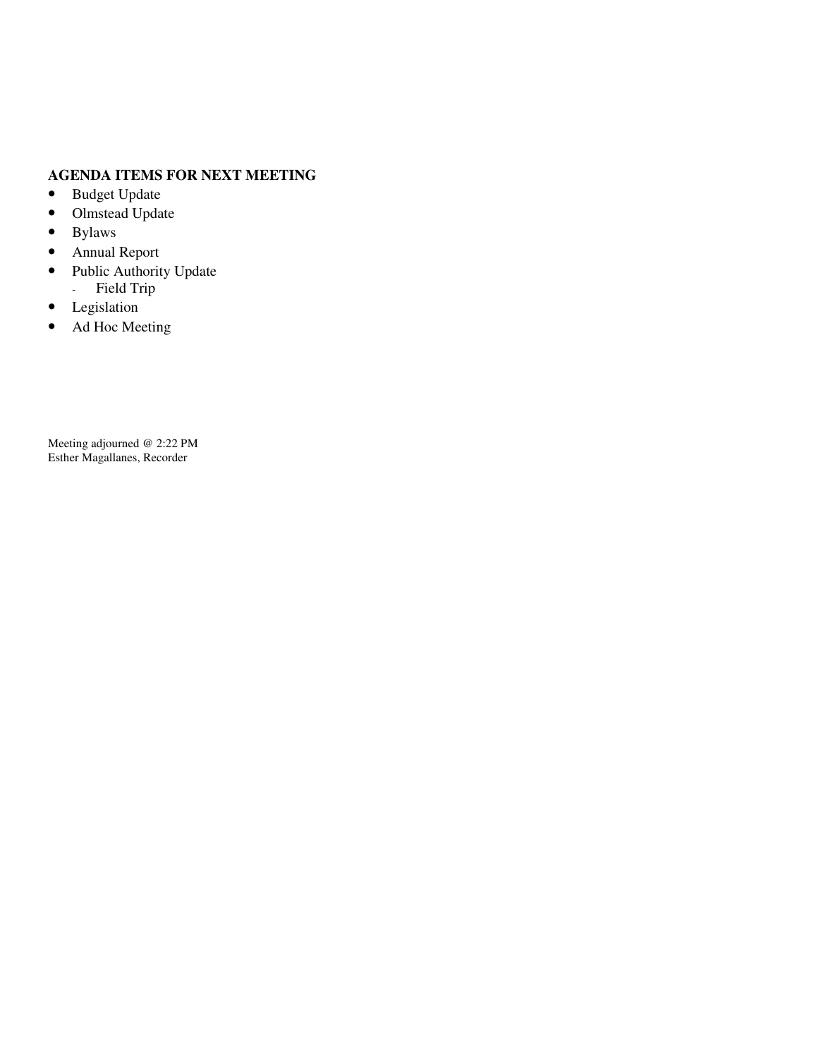**AGENDA ITEMS FOR NEXT MEETING**

- Budget Update
- Olmstead Update
- Bylaws
- Annual Report
- Public Authority Update
  - Field Trip
- Legislation
- Ad Hoc Meeting

Meeting adjourned @ 2:22 PM
Esther Magallanes, Recorder